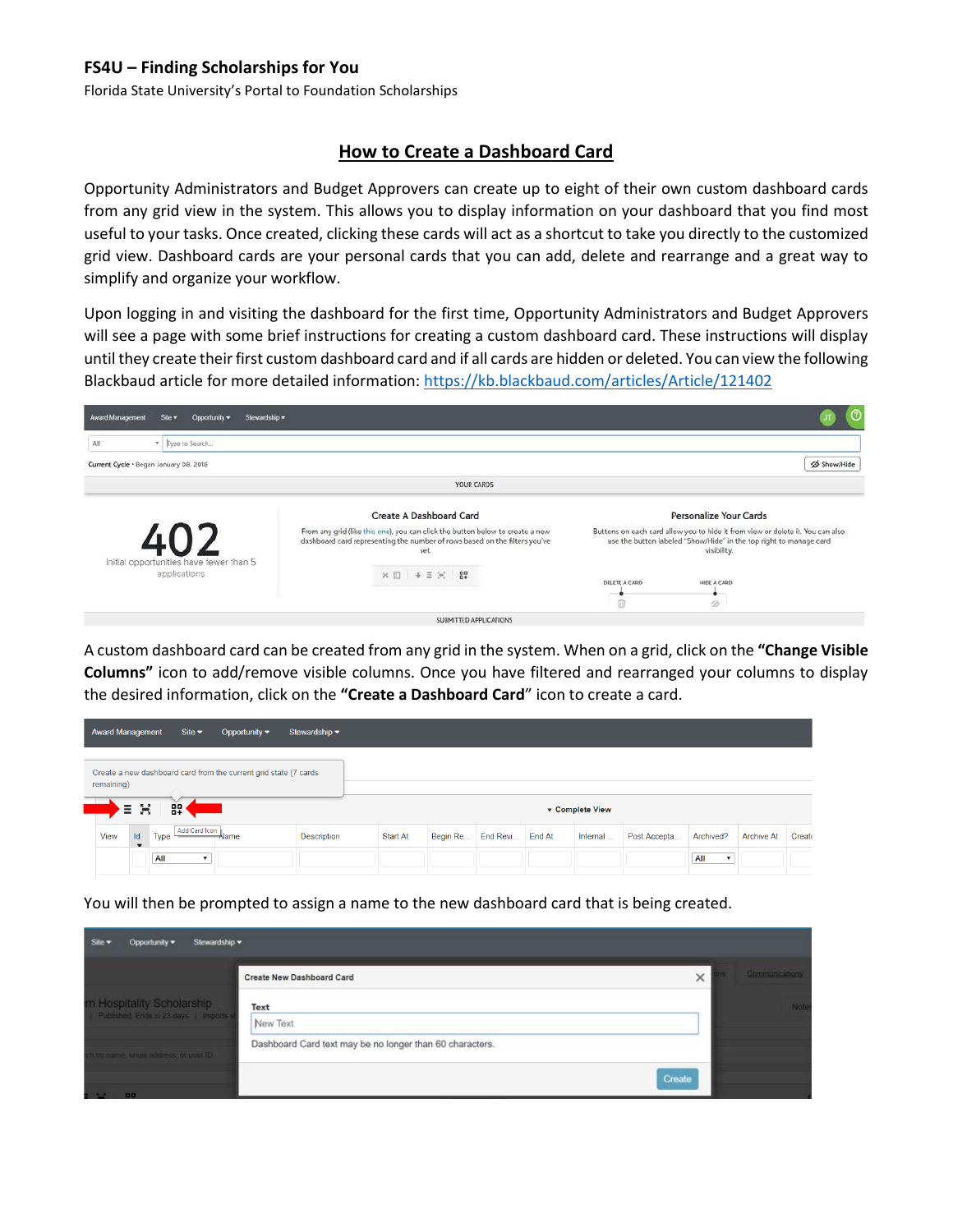**FS4U – Finding Scholarships for You**

Florida State University's Portal to Foundation Scholarships

# How to Create a Dashboard Card

Opportunity Administrators and Budget Approvers can create up to eight of their own custom dashboard cards from any grid view in the system. This allows you to display information on your dashboard that you find most useful to your tasks. Once created, clicking these cards will act as a shortcut to take you directly to the customized grid view. Dashboard cards are your personal cards that you can add, delete and rearrange and a great way to simplify and organize your workflow.

Upon logging in and visiting the dashboard for the first time, Opportunity Administrators and Budget Approvers will see a page with some brief instructions for creating a custom dashboard card. These instructions will display until they create their first custom dashboard card and if all cards are hidden or deleted. You can view the following Blackbaud article for more detailed information: https://kb.blackbaud.com/articles/Article/121402

A custom dashboard card can be created from any grid in the system. When on a grid, click on the **"Change Visible Columns"** icon to add/remove visible columns. Once you have filtered and rearranged your columns to display the desired information, click on the **"Create a Dashboard Card"** icon to create a card.

You will then be prompted to assign a name to the new dashboard card that is being created.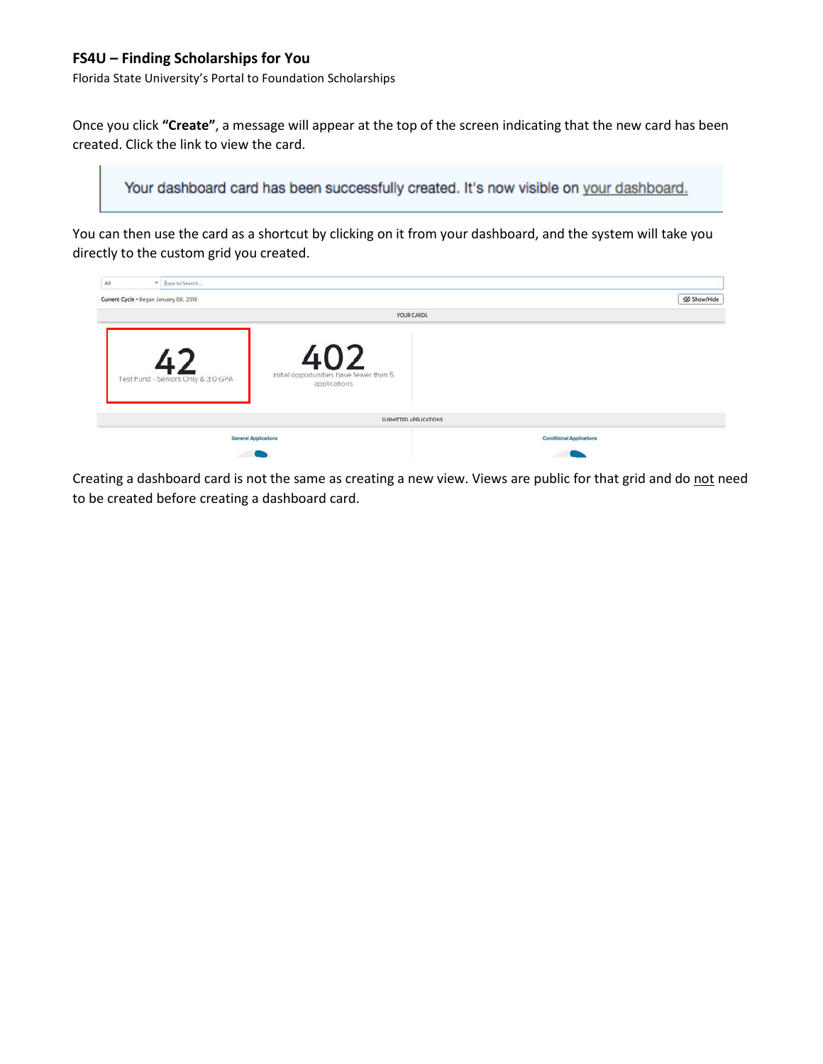Once you click **"Create"**, a message will appear at the top of the screen indicating that the new card has been created. Click the link to view the card.

Your dashboard card has been successfully created. It's now visible on your dashboard.

You can then use the card as a shortcut by clicking on it from your dashboard, and the system will take you directly to the custom grid you created.

Creating a dashboard card is not the same as creating a new view. Views are public for that grid and do not need to be created before creating a dashboard card.